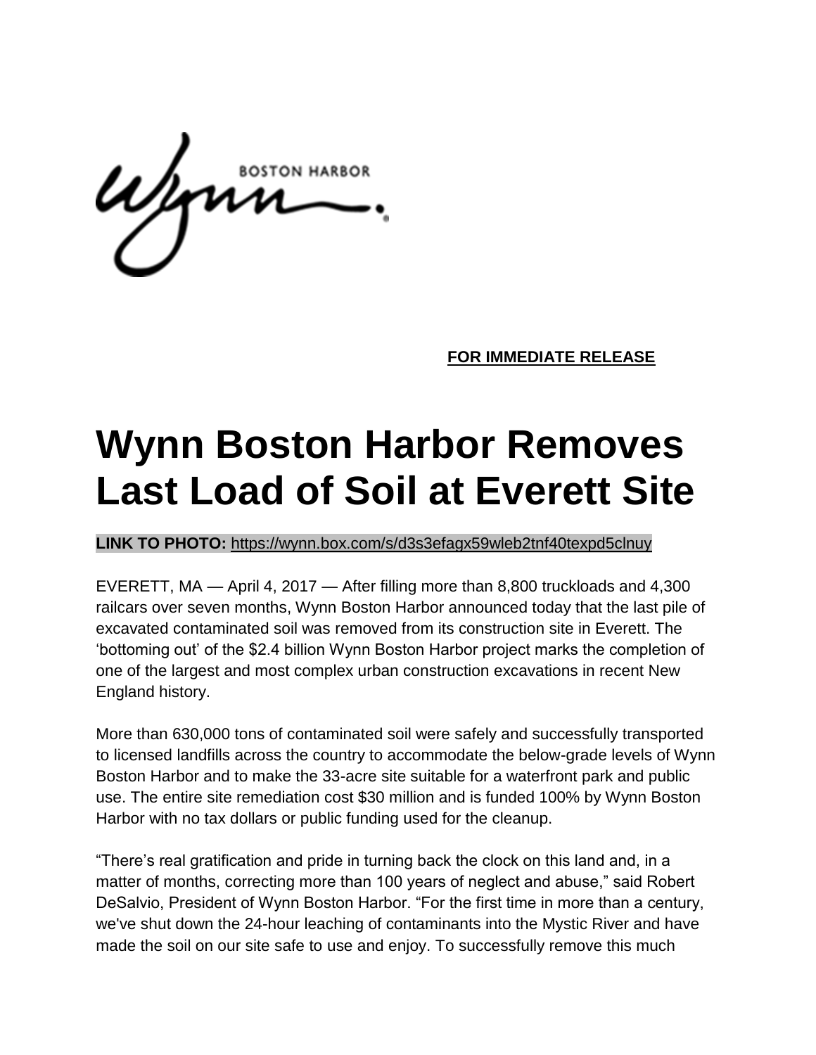Wynn BOSTON HARBOR

**FOR IMMEDIATE RELEASE**

# Wynn Boston Harbor Removes Last Load of Soil at Everett Site

**LINK TO PHOTO:** https://wynn.box.com/s/d3s3efagx59wleb2tnf40texpd5clnuy

EVERETT, MA — April 4, 2017 — After filling more than 8,800 truckloads and 4,300 railcars over seven months, Wynn Boston Harbor announced today that the last pile of excavated contaminated soil was removed from its construction site in Everett. The 'bottoming out' of the $2.4 billion Wynn Boston Harbor project marks the completion of one of the largest and most complex urban construction excavations in recent New England history.

More than 630,000 tons of contaminated soil were safely and successfully transported to licensed landfills across the country to accommodate the below-grade levels of Wynn Boston Harbor and to make the 33-acre site suitable for a waterfront park and public use. The entire site remediation cost $30 million and is funded 100% by Wynn Boston Harbor with no tax dollars or public funding used for the cleanup.

"There's real gratification and pride in turning back the clock on this land and, in a matter of months, correcting more than 100 years of neglect and abuse," said Robert DeSalvio, President of Wynn Boston Harbor. "For the first time in more than a century, we've shut down the 24-hour leaching of contaminants into the Mystic River and have made the soil on our site safe to use and enjoy. To successfully remove this much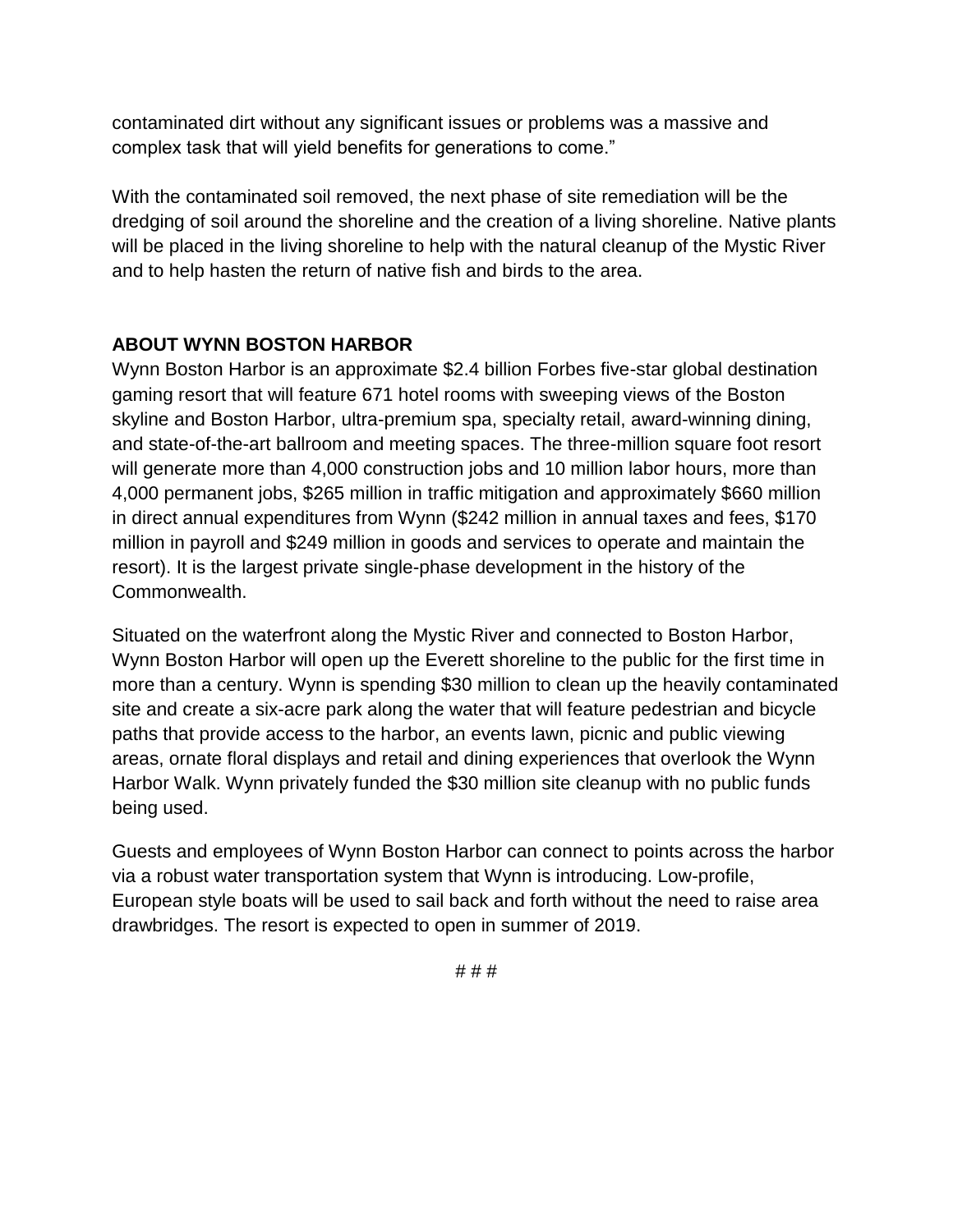contaminated dirt without any significant issues or problems was a massive and complex task that will yield benefits for generations to come."

With the contaminated soil removed, the next phase of site remediation will be the dredging of soil around the shoreline and the creation of a living shoreline. Native plants will be placed in the living shoreline to help with the natural cleanup of the Mystic River and to help hasten the return of native fish and birds to the area.

## ABOUT WYNN BOSTON HARBOR

Wynn Boston Harbor is an approximate $2.4 billion Forbes five-star global destination gaming resort that will feature 671 hotel rooms with sweeping views of the Boston skyline and Boston Harbor, ultra-premium spa, specialty retail, award-winning dining, and state-of-the-art ballroom and meeting spaces. The three-million square foot resort will generate more than 4,000 construction jobs and 10 million labor hours, more than 4,000 permanent jobs, $265 million in traffic mitigation and approximately $660 million in direct annual expenditures from Wynn ($242 million in annual taxes and fees, $170 million in payroll and $249 million in goods and services to operate and maintain the resort). It is the largest private single-phase development in the history of the Commonwealth.

Situated on the waterfront along the Mystic River and connected to Boston Harbor, Wynn Boston Harbor will open up the Everett shoreline to the public for the first time in more than a century. Wynn is spending $30 million to clean up the heavily contaminated site and create a six-acre park along the water that will feature pedestrian and bicycle paths that provide access to the harbor, an events lawn, picnic and public viewing areas, ornate floral displays and retail and dining experiences that overlook the Wynn Harbor Walk. Wynn privately funded the $30 million site cleanup with no public funds being used.

Guests and employees of Wynn Boston Harbor can connect to points across the harbor via a robust water transportation system that Wynn is introducing. Low-profile, European style boats will be used to sail back and forth without the need to raise area drawbridges. The resort is expected to open in summer of 2019.

# # #